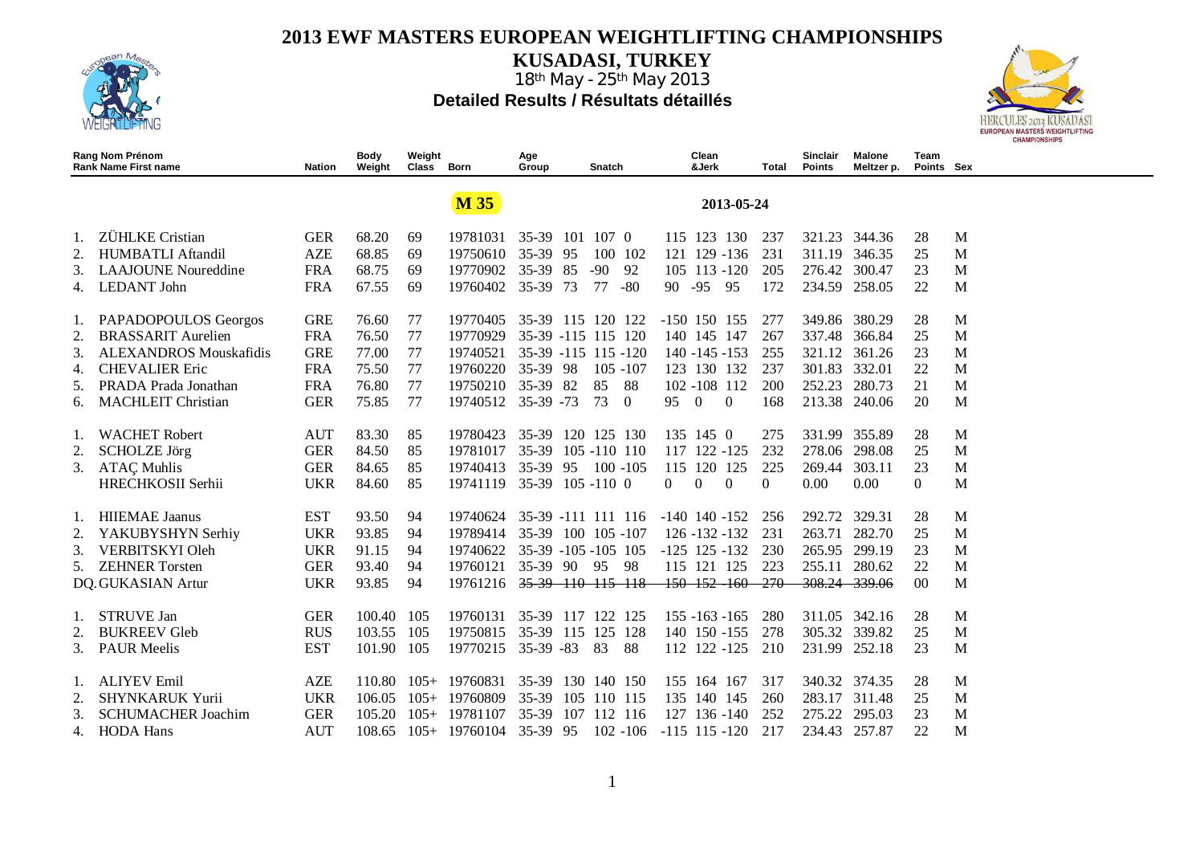# 2013 EWF MASTERS EUROPEAN WEIGHTLIFTING CHAMPIONSHIPS

## KUSADASI, TURKEY

18th May - 25th May 2013

### Detailed Results / Résultats détaillés

**M 35** — 2013-05-24

| Rang Rank | Nom Prénom / Name First name | Nation | Body Weight | Weight Class | Born | Age Group | Snatch | | | Clean &Jerk | | | Total | Sinclair Points | Malone Meltzer p. | Team Points | Sex |
|---|---|---|---|---|---|---|---|---|---|---|---|---|---|---|---|---|---|
| 1. | ZÜHLKE Cristian | GER | 68.20 | 69 | 19781031 | 35-39 | 101 | 107 | 0 | 115 | 123 | 130 | 237 | 321.23 | 344.36 | 28 | M |
| 2. | HUMBATLI Aftandil | AZE | 68.85 | 69 | 19750610 | 35-39 | 95 | 100 | 102 | 121 | 129 | -136 | 231 | 311.19 | 346.35 | 25 | M |
| 3. | LAAJOUNE Noureddine | FRA | 68.75 | 69 | 19770902 | 35-39 | 85 | -90 | 92 | 105 | 113 | -120 | 205 | 276.42 | 300.47 | 23 | M |
| 4. | LEDANT John | FRA | 67.55 | 69 | 19760402 | 35-39 | 73 | 77 | -80 | 90 | -95 | 95 | 172 | 234.59 | 258.05 | 22 | M |
| 1. | PAPADOPOULOS Georgos | GRE | 76.60 | 77 | 19770405 | 35-39 | 115 | 120 | 122 | -150 | 150 | 155 | 277 | 349.86 | 380.29 | 28 | M |
| 2. | BRASSARIT Aurelien | FRA | 76.50 | 77 | 19770929 | 35-39 | -115 | 115 | 120 | 140 | 145 | 147 | 267 | 337.48 | 366.84 | 25 | M |
| 3. | ALEXANDROS Mouskafidis | GRE | 77.00 | 77 | 19740521 | 35-39 | -115 | 115 | -120 | 140 | -145 | -153 | 255 | 321.12 | 361.26 | 23 | M |
| 4. | CHEVALIER Eric | FRA | 75.50 | 77 | 19760220 | 35-39 | 98 | 105 | -107 | 123 | 130 | 132 | 237 | 301.83 | 332.01 | 22 | M |
| 5. | PRADA Prada Jonathan | FRA | 76.80 | 77 | 19750210 | 35-39 | 82 | 85 | 88 | 102 | -108 | 112 | 200 | 252.23 | 280.73 | 21 | M |
| 6. | MACHLEIT Christian | GER | 75.85 | 77 | 19740512 | 35-39 | -73 | 73 | 0 | 95 | 0 | 0 | 168 | 213.38 | 240.06 | 20 | M |
| 1. | WACHET Robert | AUT | 83.30 | 85 | 19780423 | 35-39 | 120 | 125 | 130 | 135 | 145 | 0 | 275 | 331.99 | 355.89 | 28 | M |
| 2. | SCHOLZE Jörg | GER | 84.50 | 85 | 19781017 | 35-39 | 105 | -110 | 110 | 117 | 122 | -125 | 232 | 278.06 | 298.08 | 25 | M |
| 3. | ATAÇ Muhlis | GER | 84.65 | 85 | 19740413 | 35-39 | 95 | 100 | -105 | 115 | 120 | 125 | 225 | 269.44 | 303.11 | 23 | M |
| | HRECHKOSII Serhii | UKR | 84.60 | 85 | 19741119 | 35-39 | 105 | -110 | 0 | 0 | 0 | 0 | 0 | 0.00 | 0.00 | 0 | M |
| 1. | HIIEMAE Jaanus | EST | 93.50 | 94 | 19740624 | 35-39 | -111 | 111 | 116 | -140 | 140 | -152 | 256 | 292.72 | 329.31 | 28 | M |
| 2. | YAKUBYSHYN Serhiy | UKR | 93.85 | 94 | 19789414 | 35-39 | 100 | 105 | -107 | 126 | -132 | -132 | 231 | 263.71 | 282.70 | 25 | M |
| 3. | VERBITSKYI Oleh | UKR | 91.15 | 94 | 19740622 | 35-39 | -105 | -105 | 105 | -125 | 125 | -132 | 230 | 265.95 | 299.19 | 23 | M |
| 5. | ZEHNER Torsten | GER | 93.40 | 94 | 19760121 | 35-39 | 90 | 95 | 98 | 115 | 121 | 125 | 223 | 255.11 | 280.62 | 22 | M |
| DQ. | GUKASIAN Artur | UKR | 93.85 | 94 | 19761216 | ~~35-39~~ | ~~110~~ | ~~115~~ | ~~118~~ | ~~150~~ | ~~152~~ | ~~-160~~ | ~~270~~ | ~~308.24~~ | ~~339.06~~ | 00 | M |
| 1. | STRUVE Jan | GER | 100.40 | 105 | 19760131 | 35-39 | 117 | 122 | 125 | 155 | -163 | -165 | 280 | 311.05 | 342.16 | 28 | M |
| 2. | BUKREEV Gleb | RUS | 103.55 | 105 | 19750815 | 35-39 | 115 | 125 | 128 | 140 | 150 | -155 | 278 | 305.32 | 339.82 | 25 | M |
| 3. | PAUR Meelis | EST | 101.90 | 105 | 19770215 | 35-39 | -83 | 83 | 88 | 112 | 122 | -125 | 210 | 231.99 | 252.18 | 23 | M |
| 1. | ALIYEV Emil | AZE | 110.80 | 105+ | 19760831 | 35-39 | 130 | 140 | 150 | 155 | 164 | 167 | 317 | 340.32 | 374.35 | 28 | M |
| 2. | SHYNKARUK Yurii | UKR | 106.05 | 105+ | 19760809 | 35-39 | 105 | 110 | 115 | 135 | 140 | 145 | 260 | 283.17 | 311.48 | 25 | M |
| 3. | SCHUMACHER Joachim | GER | 105.20 | 105+ | 19781107 | 35-39 | 107 | 112 | 116 | 127 | 136 | -140 | 252 | 275.22 | 295.03 | 23 | M |
| 4. | HODA Hans | AUT | 108.65 | 105+ | 19760104 | 35-39 | 95 | 102 | -106 | -115 | 115 | -120 | 217 | 234.43 | 257.87 | 22 | M |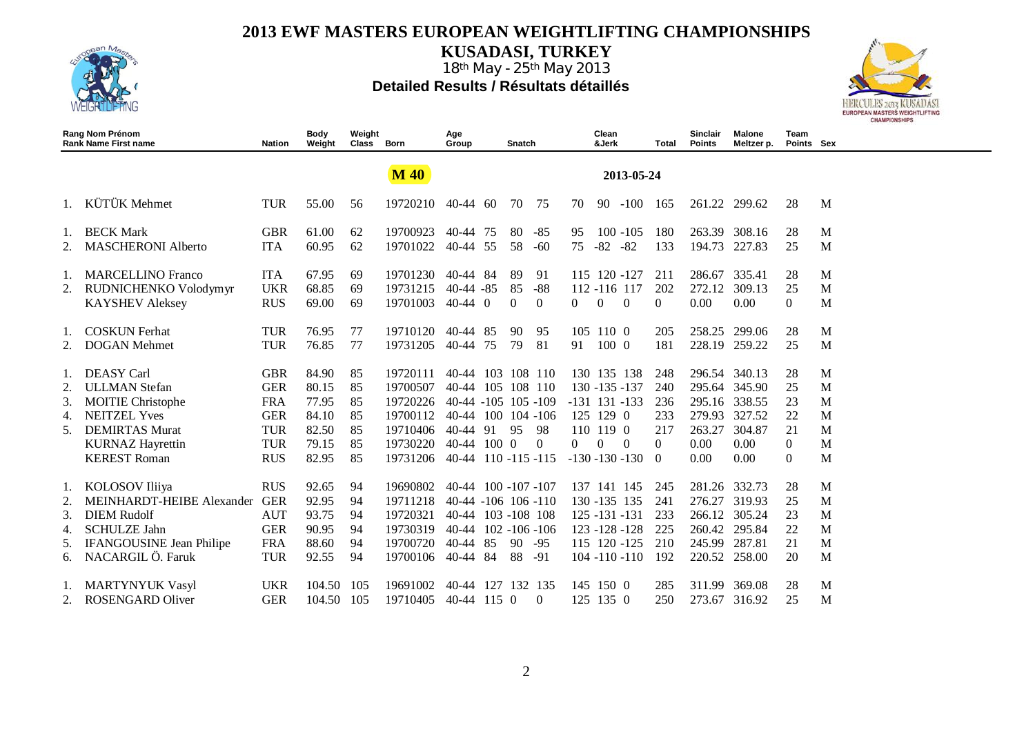# 2013 EWF MASTERS EUROPEAN WEIGHTLIFTING CHAMPIONSHIPS

## KUSADASI, TURKEY

18th May - 25th May 2013

### Detailed Results / Résultats détaillés

**M 40** — 2013-05-24

| Rang Rank | Nom Prénom Name First name | Nation | Body Weight | Weight Class | Born | Age Group | Snatch | | | Clean &Jerk | | | Total | Sinclair Points | Malone Meltzer p. | Team Points | Sex |
|---|---|---|---|---|---|---|---|---|---|---|---|---|---|---|---|---|---|
| 1. | KÜTÜK Mehmet | TUR | 55.00 | 56 | 19720210 | 40-44 | 60 | 70 | 75 | 70 | 90 | -100 | 165 | 261.22 | 299.62 | 28 | M |
| 1. | BECK Mark | GBR | 61.00 | 62 | 19700923 | 40-44 | 75 | 80 | -85 | 95 | 100 | -105 | 180 | 263.39 | 308.16 | 28 | M |
| 2. | MASCHERONI Alberto | ITA | 60.95 | 62 | 19701022 | 40-44 | 55 | 58 | -60 | 75 | -82 | -82 | 133 | 194.73 | 227.83 | 25 | M |
| 1. | MARCELLINO Franco | ITA | 67.95 | 69 | 19701230 | 40-44 | 84 | 89 | 91 | 115 | 120 | -127 | 211 | 286.67 | 335.41 | 28 | M |
| 2. | RUDNICHENKO Volodymyr | UKR | 68.85 | 69 | 19731215 | 40-44 | -85 | 85 | -88 | 112 | -116 | 117 | 202 | 272.12 | 309.13 | 25 | M |
| | KAYSHEV Aleksey | RUS | 69.00 | 69 | 19701003 | 40-44 | 0 | 0 | 0 | 0 | 0 | 0 | 0 | 0.00 | 0.00 | 0 | M |
| 1. | COSKUN Ferhat | TUR | 76.95 | 77 | 19710120 | 40-44 | 85 | 90 | 95 | 105 | 110 | 0 | 205 | 258.25 | 299.06 | 28 | M |
| 2. | DOGAN Mehmet | TUR | 76.85 | 77 | 19731205 | 40-44 | 75 | 79 | 81 | 91 | 100 | 0 | 181 | 228.19 | 259.22 | 25 | M |
| 1. | DEASY Carl | GBR | 84.90 | 85 | 19720111 | 40-44 | 103 | 108 | 110 | 130 | 135 | 138 | 248 | 296.54 | 340.13 | 28 | M |
| 2. | ULLMAN Stefan | GER | 80.15 | 85 | 19700507 | 40-44 | 105 | 108 | 110 | 130 | -135 | -137 | 240 | 295.64 | 345.90 | 25 | M |
| 3. | MOITIE Christophe | FRA | 77.95 | 85 | 19720226 | 40-44 | -105 | 105 | -109 | -131 | 131 | -133 | 236 | 295.16 | 338.55 | 23 | M |
| 4. | NEITZEL Yves | GER | 84.10 | 85 | 19700112 | 40-44 | 100 | 104 | -106 | 125 | 129 | 0 | 233 | 279.93 | 327.52 | 22 | M |
| 5. | DEMIRTAS Murat | TUR | 82.50 | 85 | 19710406 | 40-44 | 91 | 95 | 98 | 110 | 119 | 0 | 217 | 263.27 | 304.87 | 21 | M |
| | KURNAZ Hayrettin | TUR | 79.15 | 85 | 19730220 | 40-44 | 100 | 0 | 0 | 0 | 0 | 0 | 0 | 0.00 | 0.00 | 0 | M |
| | KEREST Roman | RUS | 82.95 | 85 | 19731206 | 40-44 | 110 | -115 | -115 | -130 | -130 | -130 | 0 | 0.00 | 0.00 | 0 | M |
| 1. | KOLOSOV Iliiya | RUS | 92.65 | 94 | 19690802 | 40-44 | 100 | -107 | -107 | 137 | 141 | 145 | 245 | 281.26 | 332.73 | 28 | M |
| 2. | MEINHARDT-HEIBE Alexander | GER | 92.95 | 94 | 19711218 | 40-44 | -106 | 106 | -110 | 130 | -135 | 135 | 241 | 276.27 | 319.93 | 25 | M |
| 3. | DIEM Rudolf | AUT | 93.75 | 94 | 19720321 | 40-44 | 103 | -108 | 108 | 125 | -131 | -131 | 233 | 266.12 | 305.24 | 23 | M |
| 4. | SCHULZE Jahn | GER | 90.95 | 94 | 19730319 | 40-44 | 102 | -106 | -106 | 123 | -128 | -128 | 225 | 260.42 | 295.84 | 22 | M |
| 5. | IFANGOUSINE Jean Philipe | FRA | 88.60 | 94 | 19700720 | 40-44 | 85 | 90 | -95 | 115 | 120 | -125 | 210 | 245.99 | 287.81 | 21 | M |
| 6. | NACARGIL Ö. Faruk | TUR | 92.55 | 94 | 19700106 | 40-44 | 84 | 88 | -91 | 104 | -110 | -110 | 192 | 220.52 | 258.00 | 20 | M |
| 1. | MARTYNYUK Vasyl | UKR | 104.50 | 105 | 19691002 | 40-44 | 127 | 132 | 135 | 145 | 150 | 0 | 285 | 311.99 | 369.08 | 28 | M |
| 2. | ROSENGARD Oliver | GER | 104.50 | 105 | 19710405 | 40-44 | 115 | 0 | 0 | 125 | 135 | 0 | 250 | 273.67 | 316.92 | 25 | M |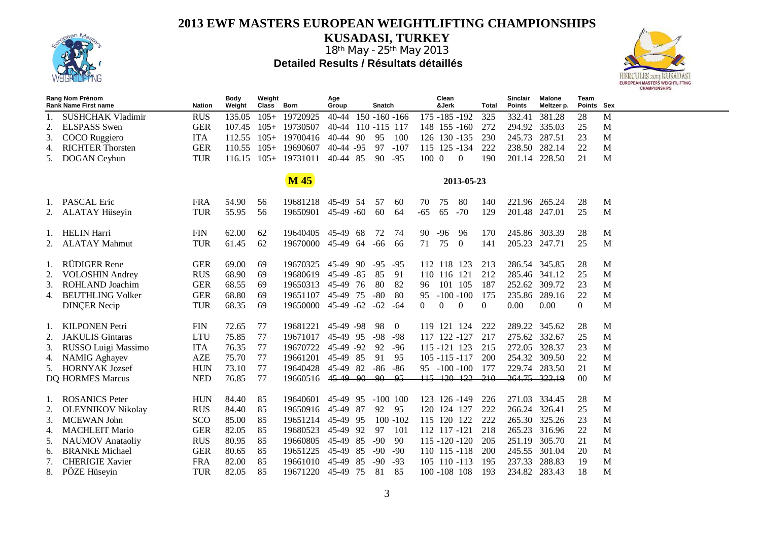# 2013 EWF MASTERS EUROPEAN WEIGHTLIFTING CHAMPIONSHIPS

## KUSADASI, TURKEY

18th May - 25th May 2013

### Detailed Results / Résultats détaillés

| Rang Nom Prénom<br>Rank Name First name | Nation | Body Weight | Weight Class | Born | Age Group | Snatch | | | Clean &Jerk | | | Total | Sinclair Points | Malone Meltzer p. | Team Points | Sex |
|---|---|---|---|---|---|---|---|---|---|---|---|---|---|---|---|---|
| 1. SUSHCHAK Vladimir | RUS | 135.05 | 105+ | 19720925 | 40-44 | 150 | -160 | -166 | 175 | -185 | -192 | 325 | 332.41 | 381.28 | 28 | M |
| 2. ELSPASS Swen | GER | 107.45 | 105+ | 19730507 | 40-44 | 110 | -115 | 117 | 148 | 155 | -160 | 272 | 294.92 | 335.03 | 25 | M |
| 3. COCO Ruggiero | ITA | 112.55 | 105+ | 19700416 | 40-44 | 90 | 95 | 100 | 126 | 130 | -135 | 230 | 245.73 | 287.51 | 23 | M |
| 4. RICHTER Thorsten | GER | 110.55 | 105+ | 19690607 | 40-44 | -95 | 97 | -107 | 115 | 125 | -134 | 222 | 238.50 | 282.14 | 22 | M |
| 5. DOGAN Ceyhun | TUR | 116.15 | 105+ | 19731011 | 40-44 | 85 | 90 | -95 | 100 | 0 | 0 | 190 | 201.14 | 228.50 | 21 | M |
| | | | | **M 45** | | | | | | 2013-05-23 | | | | | | |
| 1. PASCAL Eric | FRA | 54.90 | 56 | 19681218 | 45-49 | 54 | 57 | 60 | 70 | 75 | 80 | 140 | 221.96 | 265.24 | 28 | M |
| 2. ALATAY Hüseyin | TUR | 55.95 | 56 | 19650901 | 45-49 | -60 | 60 | 64 | -65 | 65 | -70 | 129 | 201.48 | 247.01 | 25 | M |
| 1. HELIN Harri | FIN | 62.00 | 62 | 19640405 | 45-49 | 68 | 72 | 74 | 90 | -96 | 96 | 170 | 245.86 | 303.39 | 28 | M |
| 2. ALATAY Mahmut | TUR | 61.45 | 62 | 19670000 | 45-49 | 64 | -66 | 66 | 71 | 75 | 0 | 141 | 205.23 | 247.71 | 25 | M |
| 1. RÜDIGER Rene | GER | 69.00 | 69 | 19670325 | 45-49 | 90 | -95 | -95 | 112 | 118 | 123 | 213 | 286.54 | 345.85 | 28 | M |
| 2. VOLOSHIN Andrey | RUS | 68.90 | 69 | 19680619 | 45-49 | -85 | 85 | 91 | 110 | 116 | 121 | 212 | 285.46 | 341.12 | 25 | M |
| 3. ROHLAND Joachim | GER | 68.55 | 69 | 19650313 | 45-49 | 76 | 80 | 82 | 96 | 101 | 105 | 187 | 252.62 | 309.72 | 23 | M |
| 4. BEUTHLING Volker | GER | 68.80 | 69 | 19651107 | 45-49 | 75 | -80 | 80 | 95 | -100 | -100 | 175 | 235.86 | 289.16 | 22 | M |
| DINÇER Necip | TUR | 68.35 | 69 | 19650000 | 45-49 | -62 | -62 | -64 | 0 | 0 | 0 | 0 | 0.00 | 0.00 | 0 | M |
| 1. KILPONEN Petri | FIN | 72.65 | 77 | 19681221 | 45-49 | -98 | 98 | 0 | 119 | 121 | 124 | 222 | 289.22 | 345.62 | 28 | M |
| 2. JAKULIS Gintaras | LTU | 75.85 | 77 | 19671017 | 45-49 | 95 | -98 | -98 | 117 | 122 | -127 | 217 | 275.62 | 332.67 | 25 | M |
| 3. RUSSO Luigi Massimo | ITA | 76.35 | 77 | 19670722 | 45-49 | -92 | 92 | -96 | 115 | -121 | 123 | 215 | 272.05 | 328.37 | 23 | M |
| 4. NAMIG Aghayev | AZE | 75.70 | 77 | 19661201 | 45-49 | 85 | 91 | 95 | 105 | -115 | -117 | 200 | 254.32 | 309.50 | 22 | M |
| 5. HORNYAK Jozsef | HUN | 73.10 | 77 | 19640428 | 45-49 | 82 | -86 | -86 | 95 | -100 | -100 | 177 | 229.74 | 283.50 | 21 | M |
| DQ HORMES Marcus | NED | 76.85 | 77 | 19660516 | ~~45-49~~ | ~~-90~~ | ~~90~~ | ~~95~~ | ~~115~~ | ~~-120~~ | ~~-122~~ | ~~210~~ | ~~264.75~~ | ~~322.19~~ | 00 | M |
| 1. ROSANICS Peter | HUN | 84.40 | 85 | 19640601 | 45-49 | 95 | -100 | 100 | 123 | 126 | -149 | 226 | 271.03 | 334.45 | 28 | M |
| 2. OLEYNIKOV Nikolay | RUS | 84.40 | 85 | 19650916 | 45-49 | 87 | 92 | 95 | 120 | 124 | 127 | 222 | 266.24 | 326.41 | 25 | M |
| 3. MCEWAN John | SCO | 85.00 | 85 | 19651214 | 45-49 | 95 | 100 | -102 | 115 | 120 | 122 | 222 | 265.30 | 325.26 | 23 | M |
| 4. MACHLEIT Mario | GER | 82.05 | 85 | 19680523 | 45-49 | 92 | 97 | 101 | 112 | 117 | -121 | 218 | 265.23 | 316.96 | 22 | M |
| 5. NAUMOV Anataoliy | RUS | 80.95 | 85 | 19660805 | 45-49 | 85 | -90 | 90 | 115 | -120 | -120 | 205 | 251.19 | 305.70 | 21 | M |
| 6. BRANKE Michael | GER | 80.65 | 85 | 19651225 | 45-49 | 85 | -90 | -90 | 110 | 115 | -118 | 200 | 245.55 | 301.04 | 20 | M |
| 7. CHERIGIE Xavier | FRA | 82.00 | 85 | 19661010 | 45-49 | 85 | -90 | -93 | 105 | 110 | -113 | 195 | 237.33 | 288.83 | 19 | M |
| 8. PÖZE Hüseyin | TUR | 82.05 | 85 | 19671220 | 45-49 | 75 | 81 | 85 | 100 | -108 | 108 | 193 | 234.82 | 283.43 | 18 | M |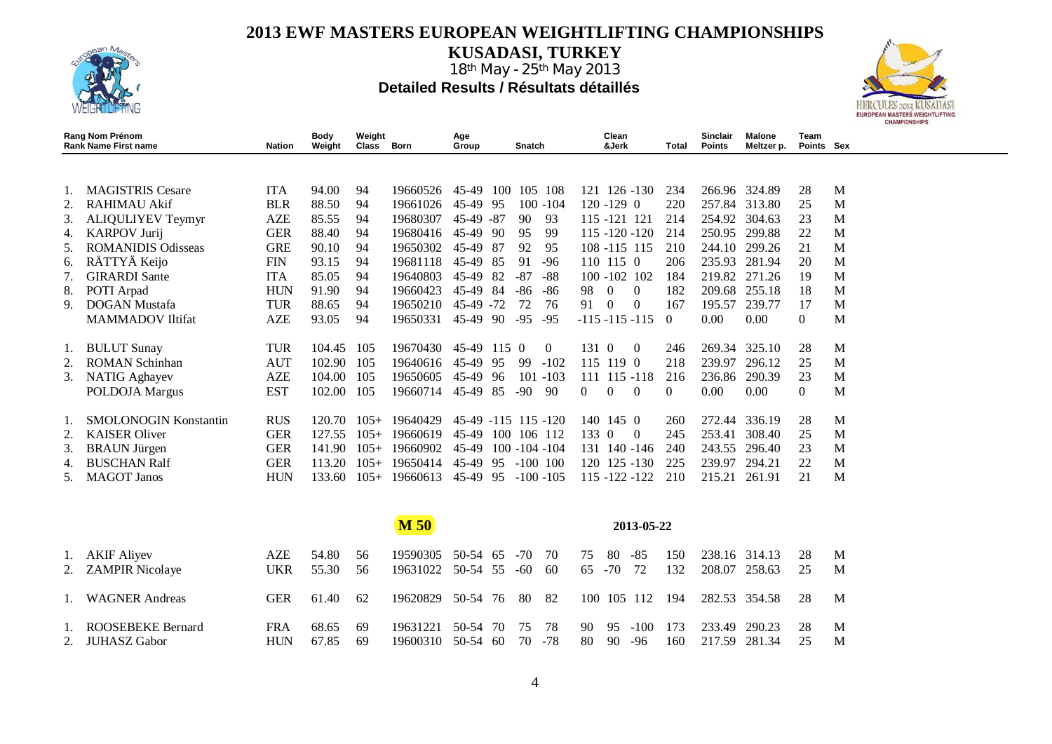# 2013 EWF MASTERS EUROPEAN WEIGHTLIFTING CHAMPIONSHIPS

## KUSADASI, TURKEY

18th May - 25th May 2013

### Detailed Results / Résultats détaillés

| Rang Rank | Nom Prénom Name First name | Nation | Body Weight | Weight Class | Born | Age Group | Snatch | | | Clean &Jerk | | | Total | Sinclair Points | Malone Meltzer p. | Team Points | Sex |
|---|---|---|---|---|---|---|---|---|---|---|---|---|---|---|---|---|---|
| 1. | MAGISTRIS Cesare | ITA | 94.00 | 94 | 19660526 | 45-49 | 100 | 105 | 108 | 121 | 126 | -130 | 234 | 266.96 | 324.89 | 28 | M |
| 2. | RAHIMAU Akif | BLR | 88.50 | 94 | 19661026 | 45-49 | 95 | 100 | -104 | 120 | -129 | 0 | 220 | 257.84 | 313.80 | 25 | M |
| 3. | ALIQULIYEV Teymyr | AZE | 85.55 | 94 | 19680307 | 45-49 | -87 | 90 | 93 | 115 | -121 | 121 | 214 | 254.92 | 304.63 | 23 | M |
| 4. | KARPOV Jurij | GER | 88.40 | 94 | 19680416 | 45-49 | 90 | 95 | 99 | 115 | -120 | -120 | 214 | 250.95 | 299.88 | 22 | M |
| 5. | ROMANIDIS Odisseas | GRE | 90.10 | 94 | 19650302 | 45-49 | 87 | 92 | 95 | 108 | -115 | 115 | 210 | 244.10 | 299.26 | 21 | M |
| 6. | RÄTTYÄ Keijo | FIN | 93.15 | 94 | 19681118 | 45-49 | 85 | 91 | -96 | 110 | 115 | 0 | 206 | 235.93 | 281.94 | 20 | M |
| 7. | GIRARDI Sante | ITA | 85.05 | 94 | 19640803 | 45-49 | 82 | -87 | -88 | 100 | -102 | 102 | 184 | 219.82 | 271.26 | 19 | M |
| 8. | POTI Arpad | HUN | 91.90 | 94 | 19660423 | 45-49 | 84 | -86 | -86 | 98 | 0 | 0 | 182 | 209.68 | 255.18 | 18 | M |
| 9. | DOGAN Mustafa | TUR | 88.65 | 94 | 19650210 | 45-49 | -72 | 72 | 76 | 91 | 0 | 0 | 167 | 195.57 | 239.77 | 17 | M |
| | MAMMADOV Iltifat | AZE | 93.05 | 94 | 19650331 | 45-49 | 90 | -95 | -95 | -115 | -115 | -115 | 0 | 0.00 | 0.00 | 0 | M |
| 1. | BULUT Sunay | TUR | 104.45 | 105 | 19670430 | 45-49 | 115 | 0 | 0 | 131 | 0 | 0 | 246 | 269.34 | 325.10 | 28 | M |
| 2. | ROMAN Schinhan | AUT | 102.90 | 105 | 19640616 | 45-49 | 95 | 99 | -102 | 115 | 119 | 0 | 218 | 239.97 | 296.12 | 25 | M |
| 3. | NATIG Aghayev | AZE | 104.00 | 105 | 19650605 | 45-49 | 96 | 101 | -103 | 111 | 115 | -118 | 216 | 236.86 | 290.39 | 23 | M |
| | POLDOJA Margus | EST | 102.00 | 105 | 19660714 | 45-49 | 85 | -90 | 90 | 0 | 0 | 0 | 0 | 0.00 | 0.00 | 0 | M |
| 1. | SMOLONOGIN Konstantin | RUS | 120.70 | 105+ | 19640429 | 45-49 | -115 | 115 | -120 | 140 | 145 | 0 | 260 | 272.44 | 336.19 | 28 | M |
| 2. | KAISER Oliver | GER | 127.55 | 105+ | 19660619 | 45-49 | 100 | 106 | 112 | 133 | 0 | 0 | 245 | 253.41 | 308.40 | 25 | M |
| 3. | BRAUN Jürgen | GER | 141.90 | 105+ | 19660902 | 45-49 | 100 | -104 | -104 | 131 | 140 | -146 | 240 | 243.55 | 296.40 | 23 | M |
| 4. | BUSCHAN Ralf | GER | 113.20 | 105+ | 19650414 | 45-49 | 95 | -100 | 100 | 120 | 125 | -130 | 225 | 239.97 | 294.21 | 22 | M |
| 5. | MAGOT Janos | HUN | 133.60 | 105+ | 19660613 | 45-49 | 95 | -100 | -105 | 115 | -122 | -122 | 210 | 215.21 | 261.91 | 21 | M |

**M 50** 2013-05-22

| Rang Rank | Nom Prénom Name First name | Nation | Body Weight | Weight Class | Born | Age Group | Snatch | | | Clean &Jerk | | | Total | Sinclair Points | Malone Meltzer p. | Team Points | Sex |
|---|---|---|---|---|---|---|---|---|---|---|---|---|---|---|---|---|---|
| 1. | AKIF Aliyev | AZE | 54.80 | 56 | 19590305 | 50-54 | 65 | -70 | 70 | 75 | 80 | -85 | 150 | 238.16 | 314.13 | 28 | M |
| 2. | ZAMPIR Nicolaye | UKR | 55.30 | 56 | 19631022 | 50-54 | 55 | -60 | 60 | 65 | -70 | 72 | 132 | 208.07 | 258.63 | 25 | M |
| 1. | WAGNER Andreas | GER | 61.40 | 62 | 19620829 | 50-54 | 76 | 80 | 82 | 100 | 105 | 112 | 194 | 282.53 | 354.58 | 28 | M |
| 1. | ROOSEBEKE Bernard | FRA | 68.65 | 69 | 19631221 | 50-54 | 70 | 75 | 78 | 90 | 95 | -100 | 173 | 233.49 | 290.23 | 28 | M |
| 2. | JUHASZ Gabor | HUN | 67.85 | 69 | 19600310 | 50-54 | 60 | 70 | -78 | 80 | 90 | -96 | 160 | 217.59 | 281.34 | 25 | M |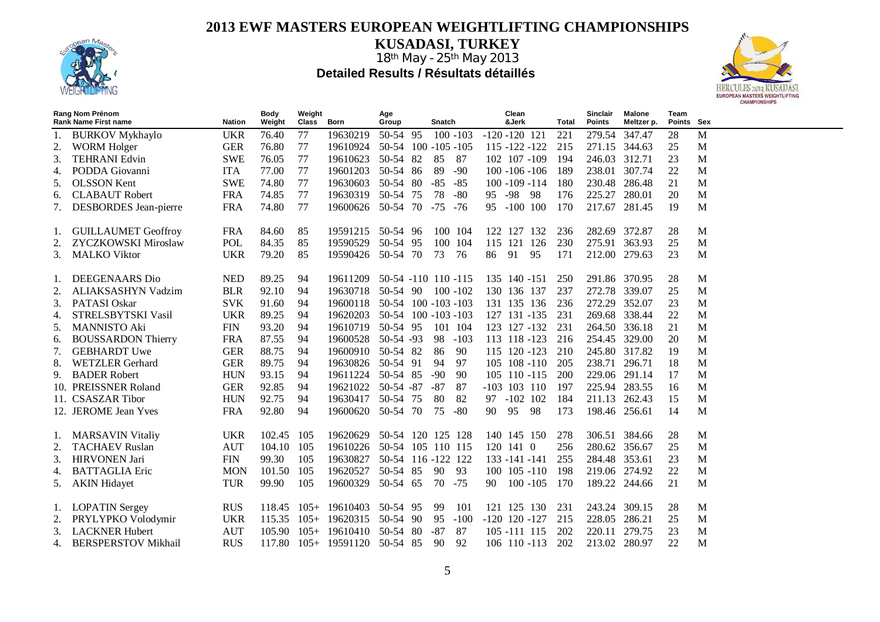# 2013 EWF MASTERS EUROPEAN WEIGHTLIFTING CHAMPIONSHIPS

## KUSADASI, TURKEY

18th May - 25th May 2013

### Detailed Results / Résultats détaillés

| Rang Nom Prénom<br>Rank Name First name | Nation | Body Weight | Weight Class | Born | Age Group | Snatch | | | Clean &Jerk | | | Total | Sinclair Points | Malone Meltzer p. | Team Points | Sex |
|---|---|---|---|---|---|---|---|---|---|---|---|---|---|---|---|---|
| 1. BURKOV Mykhaylo | UKR | 76.40 | 77 | 19630219 | 50-54 | 95 | 100 | -103 | -120 | -120 | 121 | 221 | 279.54 | 347.47 | 28 | M |
| 2. WORM Holger | GER | 76.80 | 77 | 19610924 | 50-54 | 100 | -105 | -105 | 115 | -122 | -122 | 215 | 271.15 | 344.63 | 25 | M |
| 3. TEHRANI Edvin | SWE | 76.05 | 77 | 19610623 | 50-54 | 82 | 85 | 87 | 102 | 107 | -109 | 194 | 246.03 | 312.71 | 23 | M |
| 4. PODDA Giovanni | ITA | 77.00 | 77 | 19601203 | 50-54 | 86 | 89 | -90 | 100 | -106 | -106 | 189 | 238.01 | 307.74 | 22 | M |
| 5. OLSSON Kent | SWE | 74.80 | 77 | 19630603 | 50-54 | 80 | -85 | -85 | 100 | -109 | -114 | 180 | 230.48 | 286.48 | 21 | M |
| 6. CLABAUT Robert | FRA | 74.85 | 77 | 19630319 | 50-54 | 75 | 78 | -80 | 95 | -98 | 98 | 176 | 225.27 | 280.01 | 20 | M |
| 7. DESBORDES Jean-pierre | FRA | 74.80 | 77 | 19600626 | 50-54 | 70 | -75 | -76 | 95 | -100 | 100 | 170 | 217.67 | 281.45 | 19 | M |
| | | | | | | | | | | | | | | | | |
| 1. GUILLAUMET Geoffroy | FRA | 84.60 | 85 | 19591215 | 50-54 | 96 | 100 | 104 | 122 | 127 | 132 | 236 | 282.69 | 372.87 | 28 | M |
| 2. ZYCZKOWSKI Miroslaw | POL | 84.35 | 85 | 19590529 | 50-54 | 95 | 100 | 104 | 115 | 121 | 126 | 230 | 275.91 | 363.93 | 25 | M |
| 3. MALKO Viktor | UKR | 79.20 | 85 | 19590426 | 50-54 | 70 | 73 | 76 | 86 | 91 | 95 | 171 | 212.00 | 279.63 | 23 | M |
| | | | | | | | | | | | | | | | | |
| 1. DEEGENAARS Dio | NED | 89.25 | 94 | 19611209 | 50-54 | -110 | 110 | -115 | 135 | 140 | -151 | 250 | 291.86 | 370.95 | 28 | M |
| 2. ALIAKSASHYN Vadzim | BLR | 92.10 | 94 | 19630718 | 50-54 | 90 | 100 | -102 | 130 | 136 | 137 | 237 | 272.78 | 339.07 | 25 | M |
| 3. PATASI Oskar | SVK | 91.60 | 94 | 19600118 | 50-54 | 100 | -103 | -103 | 131 | 135 | 136 | 236 | 272.29 | 352.07 | 23 | M |
| 4. STRELSBYTSKI Vasil | UKR | 89.25 | 94 | 19620203 | 50-54 | 100 | -103 | -103 | 127 | 131 | -135 | 231 | 269.68 | 338.44 | 22 | M |
| 5. MANNISTO Aki | FIN | 93.20 | 94 | 19610719 | 50-54 | 95 | 101 | 104 | 123 | 127 | -132 | 231 | 264.50 | 336.18 | 21 | M |
| 6. BOUSSARDON Thierry | FRA | 87.55 | 94 | 19600528 | 50-54 | -93 | 98 | -103 | 113 | 118 | -123 | 216 | 254.45 | 329.00 | 20 | M |
| 7. GEBHARDT Uwe | GER | 88.75 | 94 | 19600910 | 50-54 | 82 | 86 | 90 | 115 | 120 | -123 | 210 | 245.80 | 317.82 | 19 | M |
| 8. WETZLER Gerhard | GER | 89.75 | 94 | 19630826 | 50-54 | 91 | 94 | 97 | 105 | 108 | -110 | 205 | 238.71 | 296.71 | 18 | M |
| 9. BADER Robert | HUN | 93.15 | 94 | 19611224 | 50-54 | 85 | -90 | 90 | 105 | 110 | -115 | 200 | 229.06 | 291.14 | 17 | M |
| 10. PREISSNER Roland | GER | 92.85 | 94 | 19621022 | 50-54 | -87 | -87 | 87 | -103 | 103 | 110 | 197 | 225.94 | 283.55 | 16 | M |
| 11. CSASZAR Tibor | HUN | 92.75 | 94 | 19630417 | 50-54 | 75 | 80 | 82 | 97 | -102 | 102 | 184 | 211.13 | 262.43 | 15 | M |
| 12. JEROME Jean Yves | FRA | 92.80 | 94 | 19600620 | 50-54 | 70 | 75 | -80 | 90 | 95 | 98 | 173 | 198.46 | 256.61 | 14 | M |
| | | | | | | | | | | | | | | | | |
| 1. MARSAVIN Vitaliy | UKR | 102.45 | 105 | 19620629 | 50-54 | 120 | 125 | 128 | 140 | 145 | 150 | 278 | 306.51 | 384.66 | 28 | M |
| 2. TACHAEV Ruslan | AUT | 104.10 | 105 | 19610226 | 50-54 | 105 | 110 | 115 | 120 | 141 | 0 | 256 | 280.62 | 356.67 | 25 | M |
| 3. HIRVONEN Jari | FIN | 99.30 | 105 | 19630827 | 50-54 | 116 | -122 | 122 | 133 | -141 | -141 | 255 | 284.48 | 353.61 | 23 | M |
| 4. BATTAGLIA Eric | MON | 101.50 | 105 | 19620527 | 50-54 | 85 | 90 | 93 | 100 | 105 | -110 | 198 | 219.06 | 274.92 | 22 | M |
| 5. AKIN Hidayet | TUR | 99.90 | 105 | 19600329 | 50-54 | 65 | 70 | -75 | 90 | 100 | -105 | 170 | 189.22 | 244.66 | 21 | M |
| | | | | | | | | | | | | | | | | |
| 1. LOPATIN Sergey | RUS | 118.45 | 105+ | 19610403 | 50-54 | 95 | 99 | 101 | 121 | 125 | 130 | 231 | 243.24 | 309.15 | 28 | M |
| 2. PRYLYPKO Volodymir | UKR | 115.35 | 105+ | 19620315 | 50-54 | 90 | 95 | -100 | -120 | 120 | -127 | 215 | 228.05 | 286.21 | 25 | M |
| 3. LACKNER Hubert | AUT | 105.90 | 105+ | 19610410 | 50-54 | 80 | -87 | 87 | 105 | -111 | 115 | 202 | 220.11 | 279.75 | 23 | M |
| 4. BERSPERSTOV Mikhail | RUS | 117.80 | 105+ | 19591120 | 50-54 | 85 | 90 | 92 | 106 | 110 | -113 | 202 | 213.02 | 280.97 | 22 | M |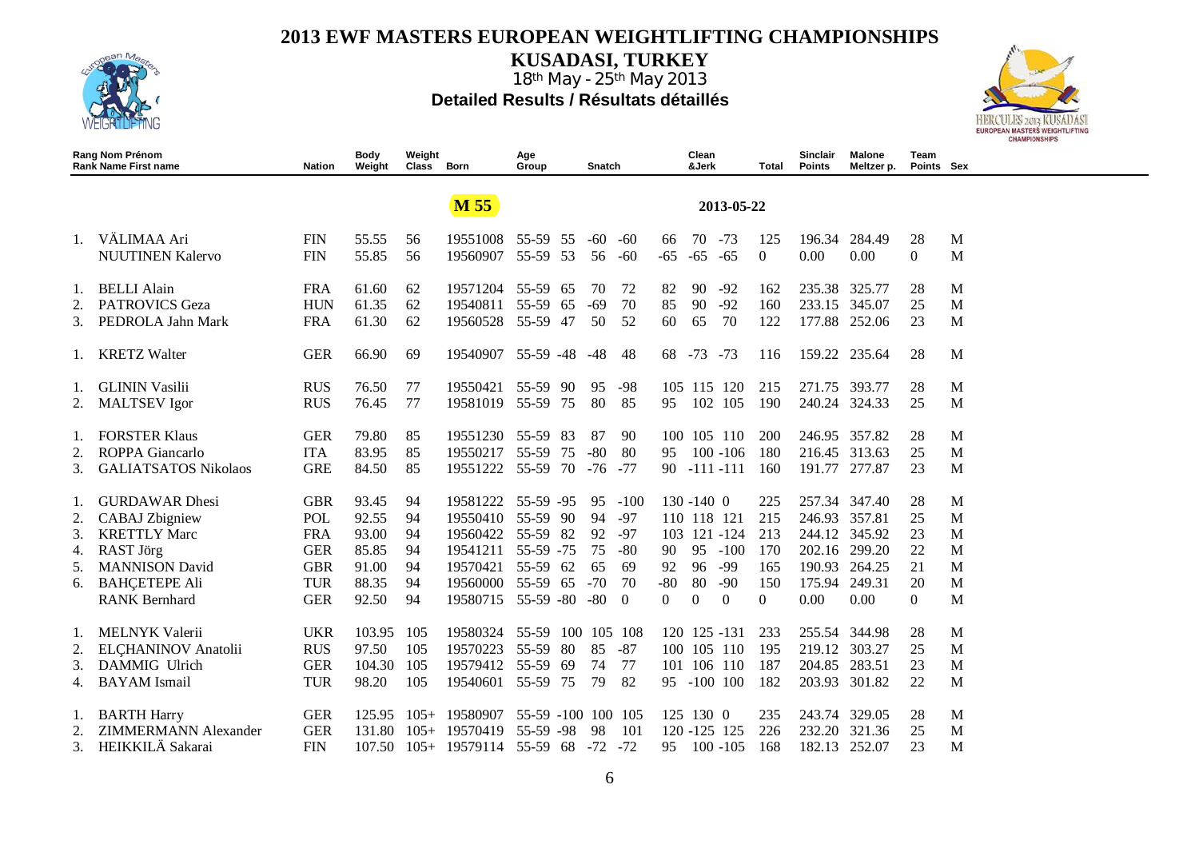# 2013 EWF MASTERS EUROPEAN WEIGHTLIFTING CHAMPIONSHIPS

## KUSADASI, TURKEY

18th May - 25th May 2013

### Detailed Results / Résultats détaillés

| Rang Rank | Nom Prénom Name First name | Nation | Body Weight | Weight Class | Born | Age Group | Snatch | | | Clean &Jerk | | | Total | Sinclair Points | Malone Meltzer p. | Team Points | Sex |
|---|---|---|---|---|---|---|---|---|---|---|---|---|---|---|---|---|---|
| | | | | | **M 55** | | | | | | | | 2013-05-22 | | | | |
| 1. | VÄLIMAA Ari | FIN | 55.55 | 56 | 19551008 | 55-59 | 55 | -60 | -60 | 66 | 70 | -73 | 125 | 196.34 | 284.49 | 28 | M |
| | NUUTINEN Kalervo | FIN | 55.85 | 56 | 19560907 | 55-59 | 53 | 56 | -60 | -65 | -65 | -65 | 0 | 0.00 | 0.00 | 0 | M |
| 1. | BELLI Alain | FRA | 61.60 | 62 | 19571204 | 55-59 | 65 | 70 | 72 | 82 | 90 | -92 | 162 | 235.38 | 325.77 | 28 | M |
| 2. | PATROVICS Geza | HUN | 61.35 | 62 | 19540811 | 55-59 | 65 | -69 | 70 | 85 | 90 | -92 | 160 | 233.15 | 345.07 | 25 | M |
| 3. | PEDROLA Jahn Mark | FRA | 61.30 | 62 | 19560528 | 55-59 | 47 | 50 | 52 | 60 | 65 | 70 | 122 | 177.88 | 252.06 | 23 | M |
| 1. | KRETZ Walter | GER | 66.90 | 69 | 19540907 | 55-59 | -48 | -48 | 48 | 68 | -73 | -73 | 116 | 159.22 | 235.64 | 28 | M |
| 1. | GLININ Vasilii | RUS | 76.50 | 77 | 19550421 | 55-59 | 90 | 95 | -98 | 105 | 115 | 120 | 215 | 271.75 | 393.77 | 28 | M |
| 2. | MALTSEV Igor | RUS | 76.45 | 77 | 19581019 | 55-59 | 75 | 80 | 85 | 95 | 102 | 105 | 190 | 240.24 | 324.33 | 25 | M |
| 1. | FORSTER Klaus | GER | 79.80 | 85 | 19551230 | 55-59 | 83 | 87 | 90 | 100 | 105 | 110 | 200 | 246.95 | 357.82 | 28 | M |
| 2. | ROPPA Giancarlo | ITA | 83.95 | 85 | 19550217 | 55-59 | 75 | -80 | 80 | 95 | 100 | -106 | 180 | 216.45 | 313.63 | 25 | M |
| 3. | GALIATSATOS Nikolaos | GRE | 84.50 | 85 | 19551222 | 55-59 | 70 | -76 | -77 | 90 | -111 | -111 | 160 | 191.77 | 277.87 | 23 | M |
| 1. | GURDAWAR Dhesi | GBR | 93.45 | 94 | 19581222 | 55-59 | -95 | 95 | -100 | 130 | -140 | 0 | 225 | 257.34 | 347.40 | 28 | M |
| 2. | CABAJ Zbigniew | POL | 92.55 | 94 | 19550410 | 55-59 | 90 | 94 | -97 | 110 | 118 | 121 | 215 | 246.93 | 357.81 | 25 | M |
| 3. | KRETTLY Marc | FRA | 93.00 | 94 | 19560422 | 55-59 | 82 | 92 | -97 | 103 | 121 | -124 | 213 | 244.12 | 345.92 | 23 | M |
| 4. | RAST Jörg | GER | 85.85 | 94 | 19541211 | 55-59 | -75 | 75 | -80 | 90 | 95 | -100 | 170 | 202.16 | 299.20 | 22 | M |
| 5. | MANNISON David | GBR | 91.00 | 94 | 19570421 | 55-59 | 62 | 65 | 69 | 92 | 96 | -99 | 165 | 190.93 | 264.25 | 21 | M |
| 6. | BAHÇETEPE Ali | TUR | 88.35 | 94 | 19560000 | 55-59 | 65 | -70 | 70 | -80 | 80 | -90 | 150 | 175.94 | 249.31 | 20 | M |
| | RANK Bernhard | GER | 92.50 | 94 | 19580715 | 55-59 | -80 | -80 | 0 | 0 | 0 | 0 | 0 | 0.00 | 0.00 | 0 | M |
| 1. | MELNYK Valerii | UKR | 103.95 | 105 | 19580324 | 55-59 | 100 | 105 | 108 | 120 | 125 | -131 | 233 | 255.54 | 344.98 | 28 | M |
| 2. | ELÇHANINOV Anatolii | RUS | 97.50 | 105 | 19570223 | 55-59 | 80 | 85 | -87 | 100 | 105 | 110 | 195 | 219.12 | 303.27 | 25 | M |
| 3. | DAMMIG Ulrich | GER | 104.30 | 105 | 19579412 | 55-59 | 69 | 74 | 77 | 101 | 106 | 110 | 187 | 204.85 | 283.51 | 23 | M |
| 4. | BAYAM Ismail | TUR | 98.20 | 105 | 19540601 | 55-59 | 75 | 79 | 82 | 95 | -100 | 100 | 182 | 203.93 | 301.82 | 22 | M |
| 1. | BARTH Harry | GER | 125.95 | 105+ | 19580907 | 55-59 | -100 | 100 | 105 | 125 | 130 | 0 | 235 | 243.74 | 329.05 | 28 | M |
| 2. | ZIMMERMANN Alexander | GER | 131.80 | 105+ | 19570419 | 55-59 | -98 | 98 | 101 | 120 | -125 | 125 | 226 | 232.20 | 321.36 | 25 | M |
| 3. | HEIKKILÄ Sakarai | FIN | 107.50 | 105+ | 19579114 | 55-59 | 68 | -72 | -72 | 95 | 100 | -105 | 168 | 182.13 | 252.07 | 23 | M |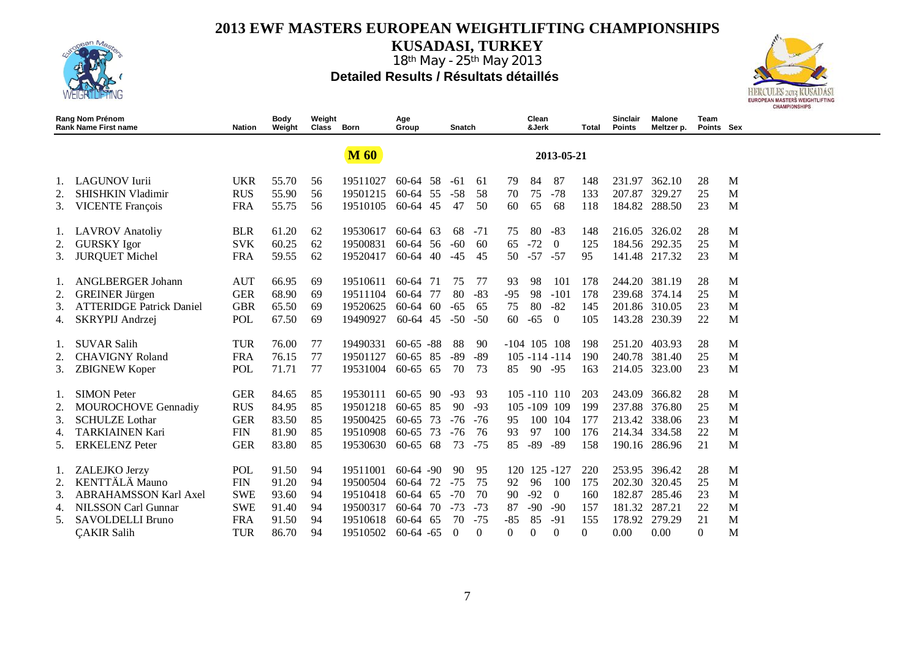# 2013 EWF MASTERS EUROPEAN WEIGHTLIFTING CHAMPIONSHIPS

## KUSADASI, TURKEY

18th May - 25th May 2013

### Detailed Results / Résultats détaillés

**M 60** — 2013-05-21

| Rang Rank | Nom Prénom Name First name | Nation | Body Weight | Weight Class | Born | Age Group | Snatch | | | Clean &Jerk | | | Total | Sinclair Points | Malone Meltzer p. | Team Points | Sex |
|---|---|---|---|---|---|---|---|---|---|---|---|---|---|---|---|---|---|
| 1. | LAGUNOV Iurii | UKR | 55.70 | 56 | 19511027 | 60-64 | 58 | -61 | 61 | 79 | 84 | 87 | 148 | 231.97 | 362.10 | 28 | M |
| 2. | SHISHKIN Vladimir | RUS | 55.90 | 56 | 19501215 | 60-64 | 55 | -58 | 58 | 70 | 75 | -78 | 133 | 207.87 | 329.27 | 25 | M |
| 3. | VICENTE François | FRA | 55.75 | 56 | 19510105 | 60-64 | 45 | 47 | 50 | 60 | 65 | 68 | 118 | 184.82 | 288.50 | 23 | M |
| 1. | LAVROV Anatoliy | BLR | 61.20 | 62 | 19530617 | 60-64 | 63 | 68 | -71 | 75 | 80 | -83 | 148 | 216.05 | 326.02 | 28 | M |
| 2. | GURSKY Igor | SVK | 60.25 | 62 | 19500831 | 60-64 | 56 | -60 | 60 | 65 | -72 | 0 | 125 | 184.56 | 292.35 | 25 | M |
| 3. | JURQUET Michel | FRA | 59.55 | 62 | 19520417 | 60-64 | 40 | -45 | 45 | 50 | -57 | -57 | 95 | 141.48 | 217.32 | 23 | M |
| 1. | ANGLBERGER Johann | AUT | 66.95 | 69 | 19510611 | 60-64 | 71 | 75 | 77 | 93 | 98 | 101 | 178 | 244.20 | 381.19 | 28 | M |
| 2. | GREINER Jürgen | GER | 68.90 | 69 | 19511104 | 60-64 | 77 | 80 | -83 | -95 | 98 | -101 | 178 | 239.68 | 374.14 | 25 | M |
| 3. | ATTERIDGE Patrick Daniel | GBR | 65.50 | 69 | 19520625 | 60-64 | 60 | -65 | 65 | 75 | 80 | -82 | 145 | 201.86 | 310.05 | 23 | M |
| 4. | SKRYPIJ Andrzej | POL | 67.50 | 69 | 19490927 | 60-64 | 45 | -50 | -50 | 60 | -65 | 0 | 105 | 143.28 | 230.39 | 22 | M |
| 1. | SUVAR Salih | TUR | 76.00 | 77 | 19490331 | 60-65 | -88 | 88 | 90 | -104 | 105 | 108 | 198 | 251.20 | 403.93 | 28 | M |
| 2. | CHAVIGNY Roland | FRA | 76.15 | 77 | 19501127 | 60-65 | 85 | -89 | -89 | 105 | -114 | -114 | 190 | 240.78 | 381.40 | 25 | M |
| 3. | ZBIGNEW Koper | POL | 71.71 | 77 | 19531004 | 60-65 | 65 | 70 | 73 | 85 | 90 | -95 | 163 | 214.05 | 323.00 | 23 | M |
| 1. | SIMON Peter | GER | 84.65 | 85 | 19530111 | 60-65 | 90 | -93 | 93 | 105 | -110 | 110 | 203 | 243.09 | 366.82 | 28 | M |
| 2. | MOUROCHOVE Gennadiy | RUS | 84.95 | 85 | 19501218 | 60-65 | 85 | 90 | -93 | 105 | -109 | 109 | 199 | 237.88 | 376.80 | 25 | M |
| 3. | SCHULZE Lothar | GER | 83.50 | 85 | 19500425 | 60-65 | 73 | -76 | -76 | 95 | 100 | 104 | 177 | 213.42 | 338.06 | 23 | M |
| 4. | TARKIAINEN Kari | FIN | 81.90 | 85 | 19510908 | 60-65 | 73 | -76 | 76 | 93 | 97 | 100 | 176 | 214.34 | 334.58 | 22 | M |
| 5. | ERKELENZ Peter | GER | 83.80 | 85 | 19530630 | 60-65 | 68 | 73 | -75 | 85 | -89 | -89 | 158 | 190.16 | 286.96 | 21 | M |
| 1. | ZALEJKO Jerzy | POL | 91.50 | 94 | 19511001 | 60-64 | -90 | 90 | 95 | 120 | 125 | -127 | 220 | 253.95 | 396.42 | 28 | M |
| 2. | KENTTÄLÄ Mauno | FIN | 91.20 | 94 | 19500504 | 60-64 | 72 | -75 | 75 | 92 | 96 | 100 | 175 | 202.30 | 320.45 | 25 | M |
| 3. | ABRAHAMSSON Karl Axel | SWE | 93.60 | 94 | 19510418 | 60-64 | 65 | -70 | 70 | 90 | -92 | 0 | 160 | 182.87 | 285.46 | 23 | M |
| 4. | NILSSON Carl Gunnar | SWE | 91.40 | 94 | 19500317 | 60-64 | 70 | -73 | -73 | 87 | -90 | -90 | 157 | 181.32 | 287.21 | 22 | M |
| 5. | SAVOLDELLI Bruno | FRA | 91.50 | 94 | 19510618 | 60-64 | 65 | 70 | -75 | -85 | 85 | -91 | 155 | 178.92 | 279.29 | 21 | M |
| | ÇAKIR Salih | TUR | 86.70 | 94 | 19510502 | 60-64 | -65 | 0 | 0 | 0 | 0 | 0 | 0 | 0.00 | 0.00 | 0 | M |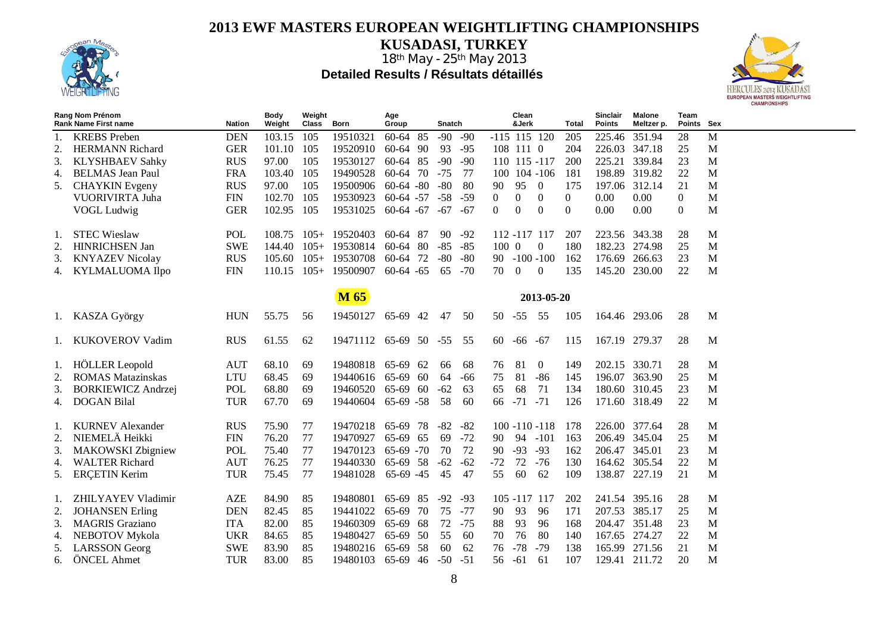# 2013 EWF MASTERS EUROPEAN WEIGHTLIFTING CHAMPIONSHIPS

## KUSADASI, TURKEY

18th May - 25th May 2013

### Detailed Results / Résultats détaillés

| Rang Rank | Nom Prénom Name First name | Nation | Body Weight | Weight Class | Born | Age Group | Snatch | | | Clean &Jerk | | | Total | Sinclair Points | Malone Meltzer p. | Team Points | Sex |
|---|---|---|---|---|---|---|---|---|---|---|---|---|---|---|---|---|---|
| 1. | KREBS Preben | DEN | 103.15 | 105 | 19510321 | 60-64 | 85 | -90 | -90 | -115 | 115 | 120 | 205 | 225.46 | 351.94 | 28 | M |
| 2. | HERMANN Richard | GER | 101.10 | 105 | 19520910 | 60-64 | 90 | 93 | -95 | 108 | 111 | 0 | 204 | 226.03 | 347.18 | 25 | M |
| 3. | KLYSHBAEV Sahky | RUS | 97.00 | 105 | 19530127 | 60-64 | 85 | -90 | -90 | 110 | 115 | -117 | 200 | 225.21 | 339.84 | 23 | M |
| 4. | BELMAS Jean Paul | FRA | 103.40 | 105 | 19490528 | 60-64 | 70 | -75 | 77 | 100 | 104 | -106 | 181 | 198.89 | 319.82 | 22 | M |
| 5. | CHAYKIN Evgeny | RUS | 97.00 | 105 | 19500906 | 60-64 | -80 | -80 | 80 | 90 | 95 | 0 | 175 | 197.06 | 312.14 | 21 | M |
| | VUORIVIRTA Juha | FIN | 102.70 | 105 | 19530923 | 60-64 | -57 | -58 | -59 | 0 | 0 | 0 | 0 | 0.00 | 0.00 | 0 | M |
| | VOGL Ludwig | GER | 102.95 | 105 | 19531025 | 60-64 | -67 | -67 | -67 | 0 | 0 | 0 | 0 | 0.00 | 0.00 | 0 | M |
| 1. | STEC Wieslaw | POL | 108.75 | 105+ | 19520403 | 60-64 | 87 | 90 | -92 | 112 | -117 | 117 | 207 | 223.56 | 343.38 | 28 | M |
| 2. | HINRICHSEN Jan | SWE | 144.40 | 105+ | 19530814 | 60-64 | 80 | -85 | -85 | 100 | 0 | 0 | 180 | 182.23 | 274.98 | 25 | M |
| 3. | KNYAZEV Nicolay | RUS | 105.60 | 105+ | 19530708 | 60-64 | 72 | -80 | -80 | 90 | -100 | -100 | 162 | 176.69 | 266.63 | 23 | M |
| 4. | KYLMALUOMA Ilpo | FIN | 110.15 | 105+ | 19500907 | 60-64 | -65 | 65 | -70 | 70 | 0 | 0 | 135 | 145.20 | 230.00 | 22 | M |
| | | | | | **M 65** | | | | | | 2013-05-20 | | | | | | |
| 1. | KASZA György | HUN | 55.75 | 56 | 19450127 | 65-69 | 42 | 47 | 50 | 50 | -55 | 55 | 105 | 164.46 | 293.06 | 28 | M |
| 1. | KUKOVEROV Vadim | RUS | 61.55 | 62 | 19471112 | 65-69 | 50 | -55 | 55 | 60 | -66 | -67 | 115 | 167.19 | 279.37 | 28 | M |
| 1. | HÖLLER Leopold | AUT | 68.10 | 69 | 19480818 | 65-69 | 62 | 66 | 68 | 76 | 81 | 0 | 149 | 202.15 | 330.71 | 28 | M |
| 2. | ROMAS Matazinskas | LTU | 68.45 | 69 | 19440616 | 65-69 | 60 | 64 | -66 | 75 | 81 | -86 | 145 | 196.07 | 363.90 | 25 | M |
| 3. | BORKIEWICZ Andrzej | POL | 68.80 | 69 | 19460520 | 65-69 | 60 | -62 | 63 | 65 | 68 | 71 | 134 | 180.60 | 310.45 | 23 | M |
| 4. | DOGAN Bilal | TUR | 67.70 | 69 | 19440604 | 65-69 | -58 | 58 | 60 | 66 | -71 | -71 | 126 | 171.60 | 318.49 | 22 | M |
| 1. | KURNEV Alexander | RUS | 75.90 | 77 | 19470218 | 65-69 | 78 | -82 | -82 | 100 | -110 | -118 | 178 | 226.00 | 377.64 | 28 | M |
| 2. | NIEMELÄ Heikki | FIN | 76.20 | 77 | 19470927 | 65-69 | 65 | 69 | -72 | 90 | 94 | -101 | 163 | 206.49 | 345.04 | 25 | M |
| 3. | MAKOWSKI Zbigniew | POL | 75.40 | 77 | 19470123 | 65-69 | -70 | 70 | 72 | 90 | -93 | -93 | 162 | 206.47 | 345.01 | 23 | M |
| 4. | WALTER Richard | AUT | 76.25 | 77 | 19440330 | 65-69 | 58 | -62 | -62 | -72 | 72 | -76 | 130 | 164.62 | 305.54 | 22 | M |
| 5. | ERÇETIN Kerim | TUR | 75.45 | 77 | 19481028 | 65-69 | -45 | 45 | 47 | 55 | 60 | 62 | 109 | 138.87 | 227.19 | 21 | M |
| 1. | ZHILYAYEV Vladimir | AZE | 84.90 | 85 | 19480801 | 65-69 | 85 | -92 | -93 | 105 | -117 | 117 | 202 | 241.54 | 395.16 | 28 | M |
| 2. | JOHANSEN Erling | DEN | 82.45 | 85 | 19441022 | 65-69 | 70 | 75 | -77 | 90 | 93 | 96 | 171 | 207.53 | 385.17 | 25 | M |
| 3. | MAGRIS Graziano | ITA | 82.00 | 85 | 19460309 | 65-69 | 68 | 72 | -75 | 88 | 93 | 96 | 168 | 204.47 | 351.48 | 23 | M |
| 4. | NEBOTOV Mykola | UKR | 84.65 | 85 | 19480427 | 65-69 | 50 | 55 | 60 | 70 | 76 | 80 | 140 | 167.65 | 274.27 | 22 | M |
| 5. | LARSSON Georg | SWE | 83.90 | 85 | 19480216 | 65-69 | 58 | 60 | 62 | 76 | -78 | -79 | 138 | 165.99 | 271.56 | 21 | M |
| 6. | ÖNCEL Ahmet | TUR | 83.00 | 85 | 19480103 | 65-69 | 46 | -50 | -51 | 56 | -61 | 61 | 107 | 129.41 | 211.72 | 20 | M |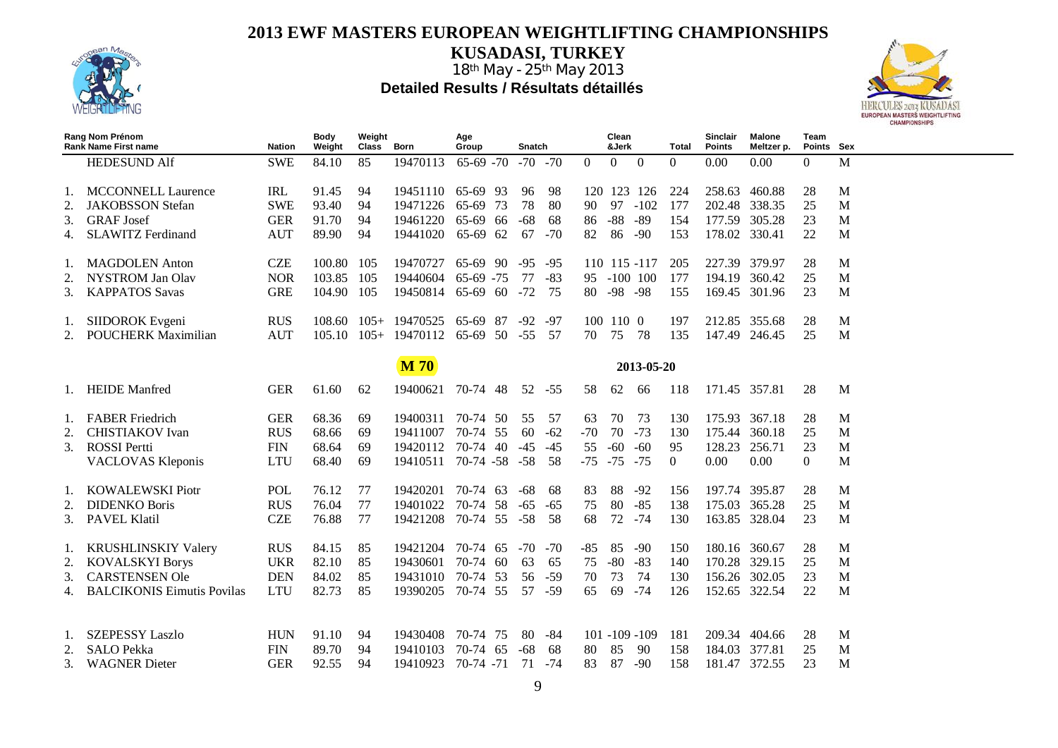# 2013 EWF MASTERS EUROPEAN WEIGHTLIFTING CHAMPIONSHIPS

## KUSADASI, TURKEY

18th May - 25th May 2013

### Detailed Results / Résultats détaillés

| Rang Rank | Nom Prénom Name First name | Nation | Body Weight | Weight Class | Born | Age Group | | Snatch | | | Clean &Jerk | | | Total | Sinclair Points | Malone Meltzer p. | Team Points | Sex |
|---|---|---|---|---|---|---|---|---|---|---|---|---|---|---|---|---|---|---|
| | HEDESUND Alf | SWE | 84.10 | 85 | 19470113 | 65-69 | -70 | -70 | -70 | 0 | 0 | 0 | 0 | 0.00 | 0.00 | 0 | M |
| 1. | MCCONNELL Laurence | IRL | 91.45 | 94 | 19451110 | 65-69 | 93 | 96 | 98 | 120 | 123 | 126 | 224 | 258.63 | 460.88 | 28 | M |
| 2. | JAKOBSSON Stefan | SWE | 93.40 | 94 | 19471226 | 65-69 | 73 | 78 | 80 | 90 | 97 | -102 | 177 | 202.48 | 338.35 | 25 | M |
| 3. | GRAF Josef | GER | 91.70 | 94 | 19461220 | 65-69 | 66 | -68 | 68 | 86 | -88 | -89 | 154 | 177.59 | 305.28 | 23 | M |
| 4. | SLAWITZ Ferdinand | AUT | 89.90 | 94 | 19441020 | 65-69 | 62 | 67 | -70 | 82 | 86 | -90 | 153 | 178.02 | 330.41 | 22 | M |
| 1. | MAGDOLEN Anton | CZE | 100.80 | 105 | 19470727 | 65-69 | 90 | -95 | -95 | 110 | 115 | -117 | 205 | 227.39 | 379.97 | 28 | M |
| 2. | NYSTROM Jan Olav | NOR | 103.85 | 105 | 19440604 | 65-69 | -75 | 77 | -83 | 95 | -100 | 100 | 177 | 194.19 | 360.42 | 25 | M |
| 3. | KAPPATOS Savas | GRE | 104.90 | 105 | 19450814 | 65-69 | 60 | -72 | 75 | 80 | -98 | -98 | 155 | 169.45 | 301.96 | 23 | M |
| 1. | SIIDOROK Evgeni | RUS | 108.60 | 105+ | 19470525 | 65-69 | 87 | -92 | -97 | 100 | 110 | 0 | 197 | 212.85 | 355.68 | 28 | M |
| 2. | POUCHERK Maximilian | AUT | 105.10 | 105+ | 19470112 | 65-69 | 50 | -55 | 57 | 70 | 75 | 78 | 135 | 147.49 | 246.45 | 25 | M |

**M 70** — 2013-05-20

| Rang Rank | Nom Prénom Name First name | Nation | Body Weight | Weight Class | Born | Age Group | | Snatch | | | Clean &Jerk | | | Total | Sinclair Points | Malone Meltzer p. | Team Points | Sex |
|---|---|---|---|---|---|---|---|---|---|---|---|---|---|---|---|---|---|---|
| 1. | HEIDE Manfred | GER | 61.60 | 62 | 19400621 | 70-74 | 48 | 52 | -55 | 58 | 62 | 66 | 118 | 171.45 | 357.81 | 28 | M |
| 1. | FABER Friedrich | GER | 68.36 | 69 | 19400311 | 70-74 | 50 | 55 | 57 | 63 | 70 | 73 | 130 | 175.93 | 367.18 | 28 | M |
| 2. | CHISTIAKOV Ivan | RUS | 68.66 | 69 | 19411007 | 70-74 | 55 | 60 | -62 | -70 | 70 | -73 | 130 | 175.44 | 360.18 | 25 | M |
| 3. | ROSSI Pertti | FIN | 68.64 | 69 | 19420112 | 70-74 | 40 | -45 | -45 | 55 | -60 | -60 | 95 | 128.23 | 256.71 | 23 | M |
| | VACLOVAS Kleponis | LTU | 68.40 | 69 | 19410511 | 70-74 | -58 | -58 | 58 | -75 | -75 | -75 | 0 | 0.00 | 0.00 | 0 | M |
| 1. | KOWALEWSKI Piotr | POL | 76.12 | 77 | 19420201 | 70-74 | 63 | -68 | 68 | 83 | 88 | -92 | 156 | 197.74 | 395.87 | 28 | M |
| 2. | DIDENKO Boris | RUS | 76.04 | 77 | 19401022 | 70-74 | 58 | -65 | -65 | 75 | 80 | -85 | 138 | 175.03 | 365.28 | 25 | M |
| 3. | PAVEL Klatil | CZE | 76.88 | 77 | 19421208 | 70-74 | 55 | -58 | 58 | 68 | 72 | -74 | 130 | 163.85 | 328.04 | 23 | M |
| 1. | KRUSHLINSKIY Valery | RUS | 84.15 | 85 | 19421204 | 70-74 | 65 | -70 | -70 | -85 | 85 | -90 | 150 | 180.16 | 360.67 | 28 | M |
| 2. | KOVALSKYI Borys | UKR | 82.10 | 85 | 19430601 | 70-74 | 60 | 63 | 65 | 75 | -80 | -83 | 140 | 170.28 | 329.15 | 25 | M |
| 3. | CARSTENSEN Ole | DEN | 84.02 | 85 | 19431010 | 70-74 | 53 | 56 | -59 | 70 | 73 | 74 | 130 | 156.26 | 302.05 | 23 | M |
| 4. | BALCIKONIS Eimutis Povilas | LTU | 82.73 | 85 | 19390205 | 70-74 | 55 | 57 | -59 | 65 | 69 | -74 | 126 | 152.65 | 322.54 | 22 | M |
| 1. | SZEPESSY Laszlo | HUN | 91.10 | 94 | 19430408 | 70-74 | 75 | 80 | -84 | 101 | -109 | -109 | 181 | 209.34 | 404.66 | 28 | M |
| 2. | SALO Pekka | FIN | 89.70 | 94 | 19410103 | 70-74 | 65 | -68 | 68 | 80 | 85 | 90 | 158 | 184.03 | 377.81 | 25 | M |
| 3. | WAGNER Dieter | GER | 92.55 | 94 | 19410923 | 70-74 | -71 | 71 | -74 | 83 | 87 | -90 | 158 | 181.47 | 372.55 | 23 | M |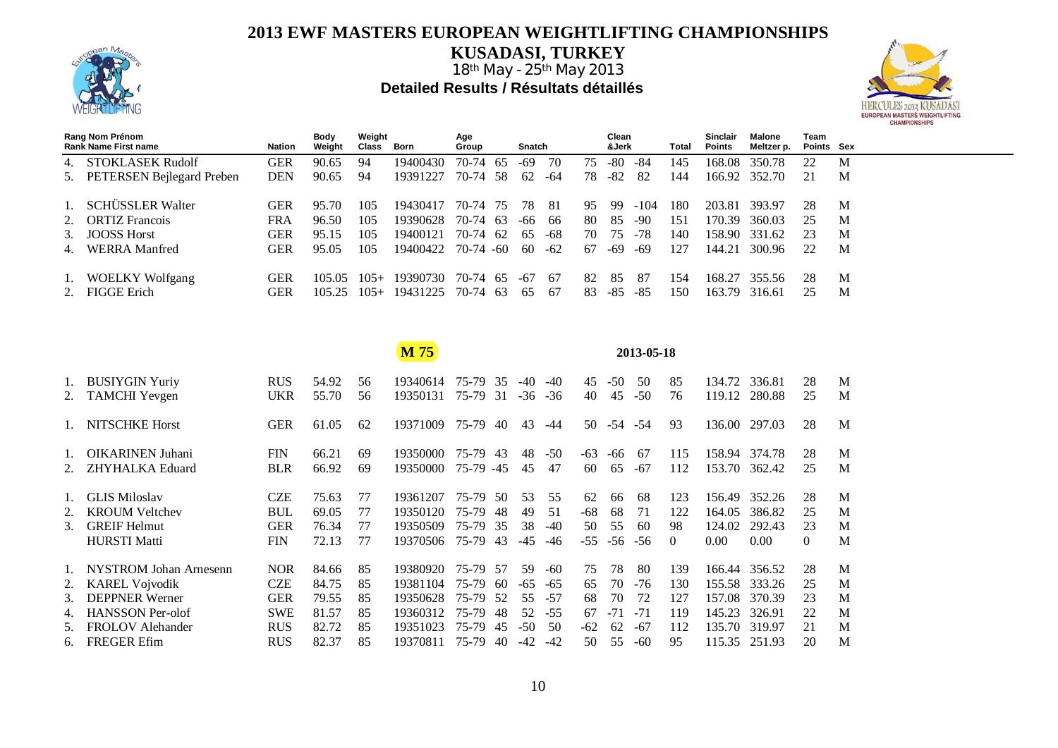# 2013 EWF MASTERS EUROPEAN WEIGHTLIFTING CHAMPIONSHIPS

## KUSADASI, TURKEY

18th May - 25th May 2013

### Detailed Results / Résultats détaillés

| Rang Nom Prénom<br>Rank Name First name | Nation | Body Weight | Weight Class | Born | Age Group | Snatch | | | Clean &Jerk | | | Total | Sinclair Points | Malone Meltzer p. | Team Points | Sex |
|---|---|---|---|---|---|---|---|---|---|---|---|---|---|---|---|---|
| 4. STOKLASEK Rudolf | GER | 90.65 | 94 | 19400430 | 70-74 | 65 | -69 | 70 | 75 | -80 | -84 | 145 | 168.08 | 350.78 | 22 | M |
| 5. PETERSEN Bejlegard Preben | DEN | 90.65 | 94 | 19391227 | 70-74 | 58 | 62 | -64 | 78 | -82 | 82 | 144 | 166.92 | 352.70 | 21 | M |
| 1. SCHÜSSLER Walter | GER | 95.70 | 105 | 19430417 | 70-74 | 75 | 78 | 81 | 95 | 99 | -104 | 180 | 203.81 | 393.97 | 28 | M |
| 2. ORTIZ Francois | FRA | 96.50 | 105 | 19390628 | 70-74 | 63 | -66 | 66 | 80 | 85 | -90 | 151 | 170.39 | 360.03 | 25 | M |
| 3. JOOSS Horst | GER | 95.15 | 105 | 19400121 | 70-74 | 62 | 65 | -68 | 70 | 75 | -78 | 140 | 158.90 | 331.62 | 23 | M |
| 4. WERRA Manfred | GER | 95.05 | 105 | 19400422 | 70-74 | -60 | 60 | -62 | 67 | -69 | -69 | 127 | 144.21 | 300.96 | 22 | M |
| 1. WOELKY Wolfgang | GER | 105.05 | 105+ | 19390730 | 70-74 | 65 | -67 | 67 | 82 | 85 | 87 | 154 | 168.27 | 355.56 | 28 | M |
| 2. FIGGE Erich | GER | 105.25 | 105+ | 19431225 | 70-74 | 63 | 65 | 67 | 83 | -85 | -85 | 150 | 163.79 | 316.61 | 25 | M |

## M 75

2013-05-18

| Rang Nom Prénom<br>Rank Name First name | Nation | Body Weight | Weight Class | Born | Age Group | Snatch | | | Clean &Jerk | | | Total | Sinclair Points | Malone Meltzer p. | Team Points | Sex |
|---|---|---|---|---|---|---|---|---|---|---|---|---|---|---|---|---|
| 1. BUSIYGIN Yuriy | RUS | 54.92 | 56 | 19340614 | 75-79 | 35 | -40 | -40 | 45 | -50 | 50 | 85 | 134.72 | 336.81 | 28 | M |
| 2. TAMCHI Yevgen | UKR | 55.70 | 56 | 19350131 | 75-79 | 31 | -36 | -36 | 40 | 45 | -50 | 76 | 119.12 | 280.88 | 25 | M |
| 1. NITSCHKE Horst | GER | 61.05 | 62 | 19371009 | 75-79 | 40 | 43 | -44 | 50 | -54 | -54 | 93 | 136.00 | 297.03 | 28 | M |
| 1. OIKARINEN Juhani | FIN | 66.21 | 69 | 19350000 | 75-79 | 43 | 48 | -50 | -63 | -66 | 67 | 115 | 158.94 | 374.78 | 28 | M |
| 2. ZHYHALKA Eduard | BLR | 66.92 | 69 | 19350000 | 75-79 | -45 | 45 | 47 | 60 | 65 | -67 | 112 | 153.70 | 362.42 | 25 | M |
| 1. GLIS Miloslav | CZE | 75.63 | 77 | 19361207 | 75-79 | 50 | 53 | 55 | 62 | 66 | 68 | 123 | 156.49 | 352.26 | 28 | M |
| 2. KROUM Veltchev | BUL | 69.05 | 77 | 19350120 | 75-79 | 48 | 49 | 51 | -68 | 68 | 71 | 122 | 164.05 | 386.82 | 25 | M |
| 3. GREIF Helmut | GER | 76.34 | 77 | 19350509 | 75-79 | 35 | 38 | -40 | 50 | 55 | 60 | 98 | 124.02 | 292.43 | 23 | M |
| HURSTI Matti | FIN | 72.13 | 77 | 19370506 | 75-79 | 43 | -45 | -46 | -55 | -56 | -56 | 0 | 0.00 | 0.00 | 0 | M |
| 1. NYSTROM Johan Arnesenn | NOR | 84.66 | 85 | 19380920 | 75-79 | 57 | 59 | -60 | 75 | 78 | 80 | 139 | 166.44 | 356.52 | 28 | M |
| 2. KAREL Vojvodik | CZE | 84.75 | 85 | 19381104 | 75-79 | 60 | -65 | -65 | 65 | 70 | -76 | 130 | 155.58 | 333.26 | 25 | M |
| 3. DEPPNER Werner | GER | 79.55 | 85 | 19350628 | 75-79 | 52 | 55 | -57 | 68 | 70 | 72 | 127 | 157.08 | 370.39 | 23 | M |
| 4. HANSSON Per-olof | SWE | 81.57 | 85 | 19360312 | 75-79 | 48 | 52 | -55 | 67 | -71 | -71 | 119 | 145.23 | 326.91 | 22 | M |
| 5. FROLOV Alehander | RUS | 82.72 | 85 | 19351023 | 75-79 | 45 | -50 | 50 | -62 | 62 | -67 | 112 | 135.70 | 319.97 | 21 | M |
| 6. FREGER Efim | RUS | 82.37 | 85 | 19370811 | 75-79 | 40 | -42 | -42 | 50 | 55 | -60 | 95 | 115.35 | 251.93 | 20 | M |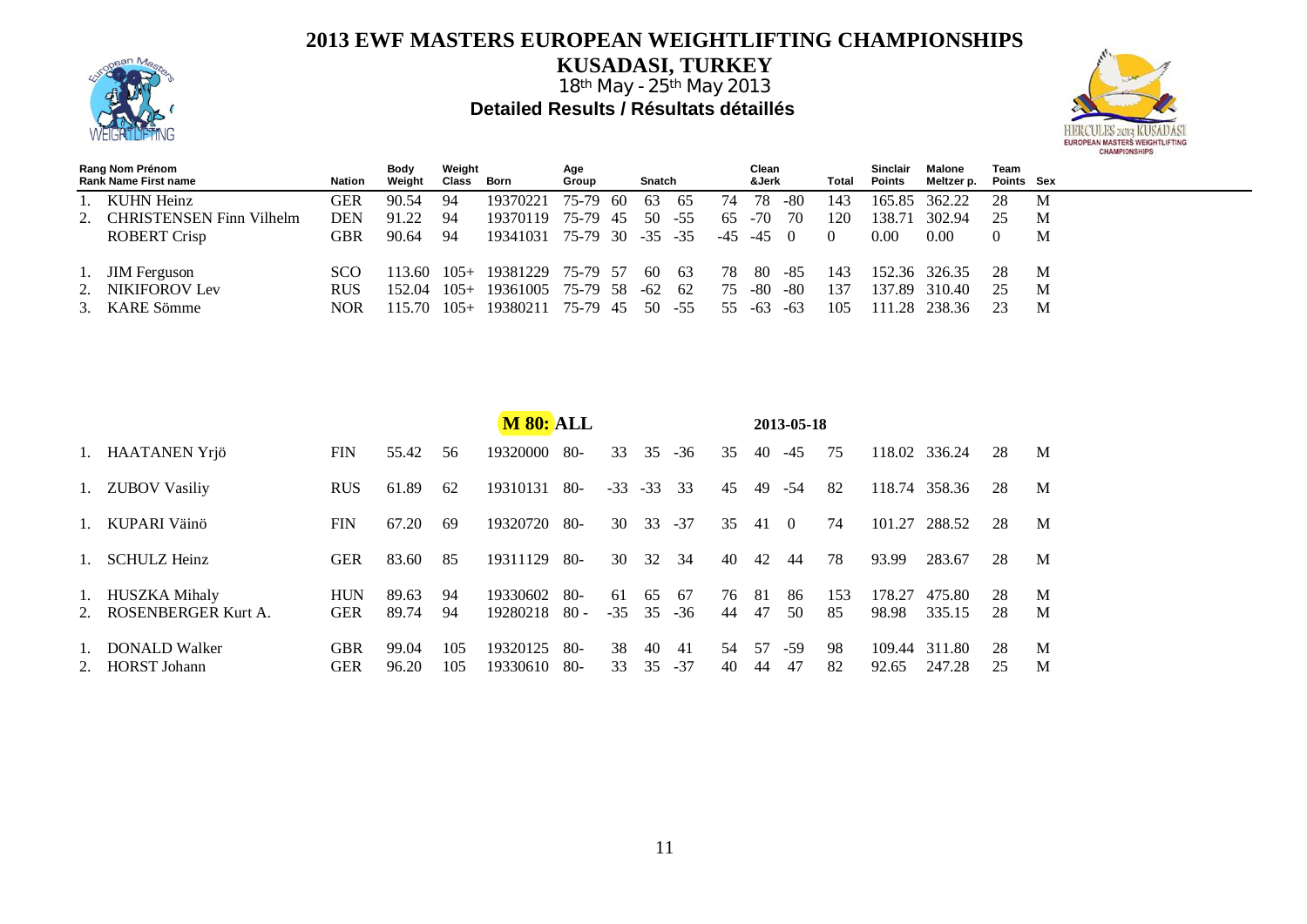# 2013 EWF MASTERS EUROPEAN WEIGHTLIFTING CHAMPIONSHIPS

## KUSADASI, TURKEY

18th May - 25th May 2013

**Detailed Results / Résultats détaillés**

| Rang | Nom Prénom / Name First name | Nation | Body Weight | Weight Class | Born | Age Group | Snatch | | | Clean &Jerk | | | Total | Sinclair Points | Malone Meltzer p. | Team Points | Sex |
|---|---|---|---|---|---|---|---|---|---|---|---|---|---|---|---|---|---|
| 1. | KUHN Heinz | GER | 90.54 | 94 | 19370221 | 75-79 | 60 | 63 | 65 | 74 | 78 | -80 | 143 | 165.85 | 362.22 | 28 | M |
| 2. | CHRISTENSEN Finn Vilhelm | DEN | 91.22 | 94 | 19370119 | 75-79 | 45 | 50 | -55 | 65 | -70 | 70 | 120 | 138.71 | 302.94 | 25 | M |
| | ROBERT Crisp | GBR | 90.64 | 94 | 19341031 | 75-79 | 30 | -35 | -35 | -45 | -45 | 0 | 0 | 0.00 | 0.00 | 0 | M |
| 1. | JIM Ferguson | SCO | 113.60 | 105+ | 19381229 | 75-79 | 57 | 60 | 63 | 78 | 80 | -85 | 143 | 152.36 | 326.35 | 28 | M |
| 2. | NIKIFOROV Lev | RUS | 152.04 | 105+ | 19361005 | 75-79 | 58 | -62 | 62 | 75 | -80 | -80 | 137 | 137.89 | 310.40 | 25 | M |
| 3. | KARE Sömme | NOR | 115.70 | 105+ | 19380211 | 75-79 | 45 | 50 | -55 | 55 | -63 | -63 | 105 | 111.28 | 238.36 | 23 | M |

**M 80: ALL** 2013-05-18

| Rang | Nom Prénom / Name First name | Nation | Body Weight | Weight Class | Born | Age Group | Snatch | | | Clean &Jerk | | | Total | Sinclair Points | Malone Meltzer p. | Team Points | Sex |
|---|---|---|---|---|---|---|---|---|---|---|---|---|---|---|---|---|---|
| 1. | HAATANEN Yrjö | FIN | 55.42 | 56 | 19320000 | 80- | 33 | 35 | -36 | 35 | 40 | -45 | 75 | 118.02 | 336.24 | 28 | M |
| 1. | ZUBOV Vasiliy | RUS | 61.89 | 62 | 19310131 | 80- | -33 | -33 | 33 | 45 | 49 | -54 | 82 | 118.74 | 358.36 | 28 | M |
| 1. | KUPARI Väinö | FIN | 67.20 | 69 | 19320720 | 80- | 30 | 33 | -37 | 35 | 41 | 0 | 74 | 101.27 | 288.52 | 28 | M |
| 1. | SCHULZ Heinz | GER | 83.60 | 85 | 19311129 | 80- | 30 | 32 | 34 | 40 | 42 | 44 | 78 | 93.99 | 283.67 | 28 | M |
| 1. | HUSZKA Mihaly | HUN | 89.63 | 94 | 19330602 | 80- | 61 | 65 | 67 | 76 | 81 | 86 | 153 | 178.27 | 475.80 | 28 | M |
| 2. | ROSENBERGER Kurt A. | GER | 89.74 | 94 | 19280218 | 80 - | -35 | 35 | -36 | 44 | 47 | 50 | 85 | 98.98 | 335.15 | 28 | M |
| 1. | DONALD Walker | GBR | 99.04 | 105 | 19320125 | 80- | 38 | 40 | 41 | 54 | 57 | -59 | 98 | 109.44 | 311.80 | 28 | M |
| 2. | HORST Johann | GER | 96.20 | 105 | 19330610 | 80- | 33 | 35 | -37 | 40 | 44 | 47 | 82 | 92.65 | 247.28 | 25 | M |